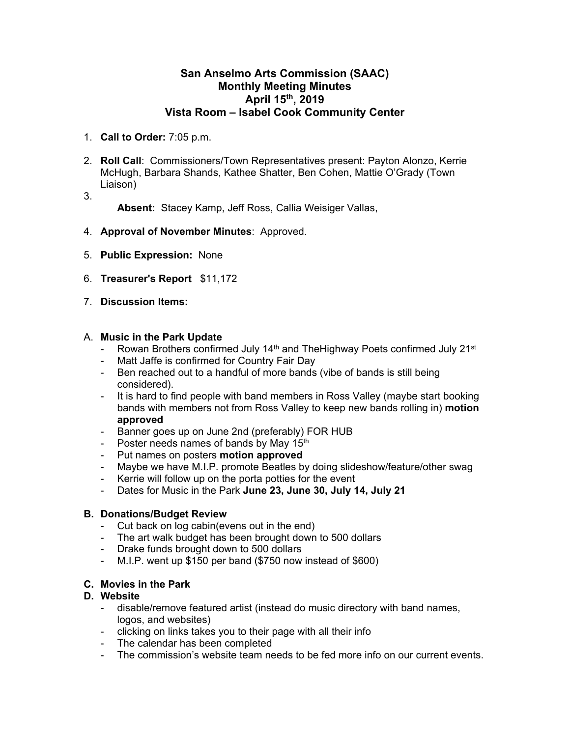# San Anselmo Arts Commission (SAAC)
## Monthly Meeting Minutes
## April 15th, 2019
## Vista Room – Isabel Cook Community Center

1. **Call to Order:** 7:05 p.m.

2. **Roll Call**: Commissioners/Town Representatives present: Payton Alonzo, Kerrie McHugh, Barbara Shands, Kathee Shatter, Ben Cohen, Mattie O'Grady (Town Liaison)

3. **Absent:** Stacey Kamp, Jeff Ross, Callia Weisiger Vallas,

4. **Approval of November Minutes**: Approved.

5. **Public Expression:** None

6. **Treasurer's Report** $11,172

7. **Discussion Items:**

A. **Music in the Park Update**
   - Rowan Brothers confirmed July 14th and TheHighway Poets confirmed July 21st
   - Matt Jaffe is confirmed for Country Fair Day
   - Ben reached out to a handful of more bands (vibe of bands is still being considered).
   - It is hard to find people with band members in Ross Valley (maybe start booking bands with members not from Ross Valley to keep new bands rolling in) **motion approved**
   - Banner goes up on June 2nd (preferably) FOR HUB
   - Poster needs names of bands by May 15th
   - Put names on posters **motion approved**
   - Maybe we have M.I.P. promote Beatles by doing slideshow/feature/other swag
   - Kerrie will follow up on the porta potties for the event
   - Dates for Music in the Park **June 23, June 30, July 14, July 21**

**B. Donations/Budget Review**
   - Cut back on log cabin(evens out in the end)
   - The art walk budget has been brought down to 500 dollars
   - Drake funds brought down to 500 dollars
   - M.I.P. went up $150 per band ($750 now instead of $600)

**C. Movies in the Park**

**D. Website**
   - disable/remove featured artist (instead do music directory with band names, logos, and websites)
   - clicking on links takes you to their page with all their info
   - The calendar has been completed
   - The commission's website team needs to be fed more info on our current events.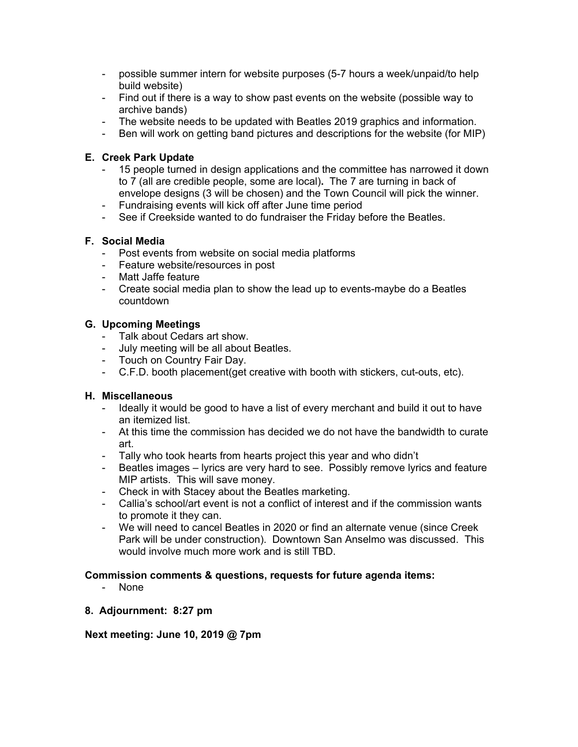- possible summer intern for website purposes (5-7 hours a week/unpaid/to help build website)
- Find out if there is a way to show past events on the website (possible way to archive bands)
- The website needs to be updated with Beatles 2019 graphics and information.
- Ben will work on getting band pictures and descriptions for the website (for MIP)

**E. Creek Park Update**

- 15 people turned in design applications and the committee has narrowed it down to 7 (all are credible people, some are local)**.** The 7 are turning in back of envelope designs (3 will be chosen) and the Town Council will pick the winner.
- Fundraising events will kick off after June time period
- See if Creekside wanted to do fundraiser the Friday before the Beatles.

**F. Social Media**

- Post events from website on social media platforms
- Feature website/resources in post
- Matt Jaffe feature
- Create social media plan to show the lead up to events-maybe do a Beatles countdown

**G. Upcoming Meetings**

- Talk about Cedars art show.
- July meeting will be all about Beatles.
- Touch on Country Fair Day.
- C.F.D. booth placement(get creative with booth with stickers, cut-outs, etc).

**H. Miscellaneous**

- Ideally it would be good to have a list of every merchant and build it out to have an itemized list.
- At this time the commission has decided we do not have the bandwidth to curate art.
- Tally who took hearts from hearts project this year and who didn't
- Beatles images – lyrics are very hard to see. Possibly remove lyrics and feature MIP artists. This will save money.
- Check in with Stacey about the Beatles marketing.
- Callia's school/art event is not a conflict of interest and if the commission wants to promote it they can.
- We will need to cancel Beatles in 2020 or find an alternate venue (since Creek Park will be under construction). Downtown San Anselmo was discussed. This would involve much more work and is still TBD.

**Commission comments & questions, requests for future agenda items:**

- None

**8. Adjournment: 8:27 pm**

**Next meeting: June 10, 2019 @ 7pm**